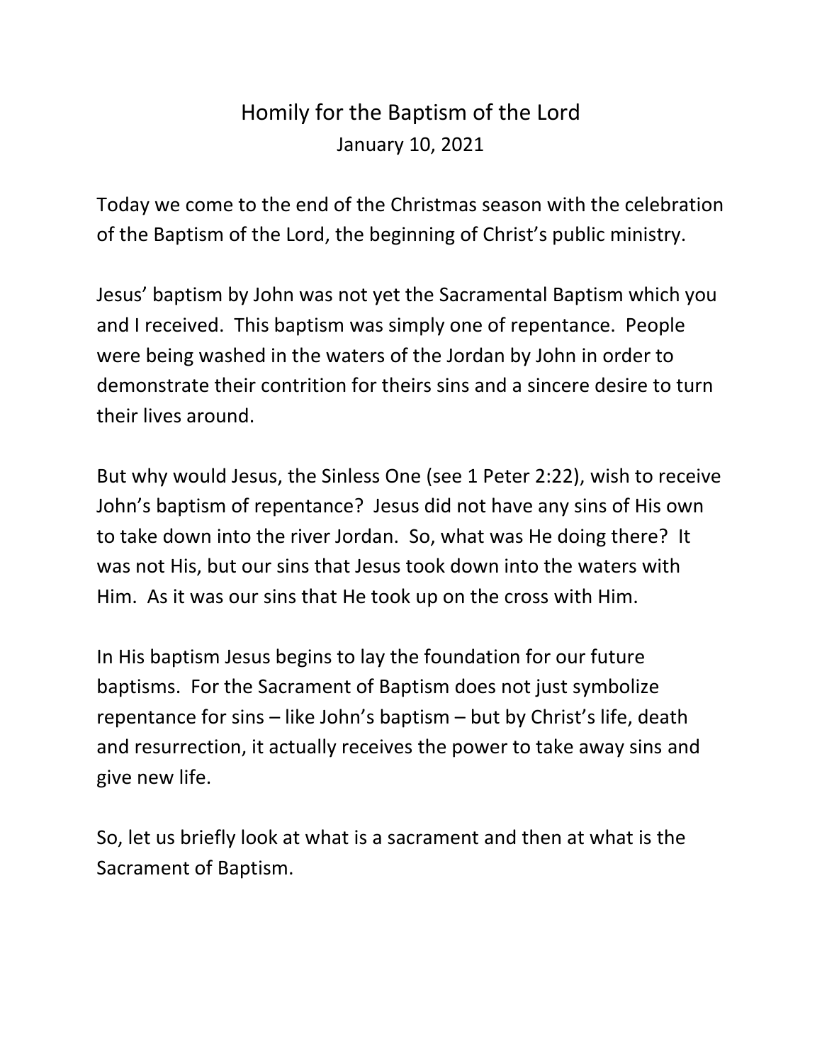# Homily for the Baptism of the Lord

January 10, 2021

Today we come to the end of the Christmas season with the celebration of the Baptism of the Lord, the beginning of Christ's public ministry.

Jesus' baptism by John was not yet the Sacramental Baptism which you and I received. This baptism was simply one of repentance. People were being washed in the waters of the Jordan by John in order to demonstrate their contrition for theirs sins and a sincere desire to turn their lives around.

But why would Jesus, the Sinless One (see 1 Peter 2:22), wish to receive John's baptism of repentance? Jesus did not have any sins of His own to take down into the river Jordan. So, what was He doing there? It was not His, but our sins that Jesus took down into the waters with Him. As it was our sins that He took up on the cross with Him.

In His baptism Jesus begins to lay the foundation for our future baptisms. For the Sacrament of Baptism does not just symbolize repentance for sins – like John's baptism – but by Christ's life, death and resurrection, it actually receives the power to take away sins and give new life.

So, let us briefly look at what is a sacrament and then at what is the Sacrament of Baptism.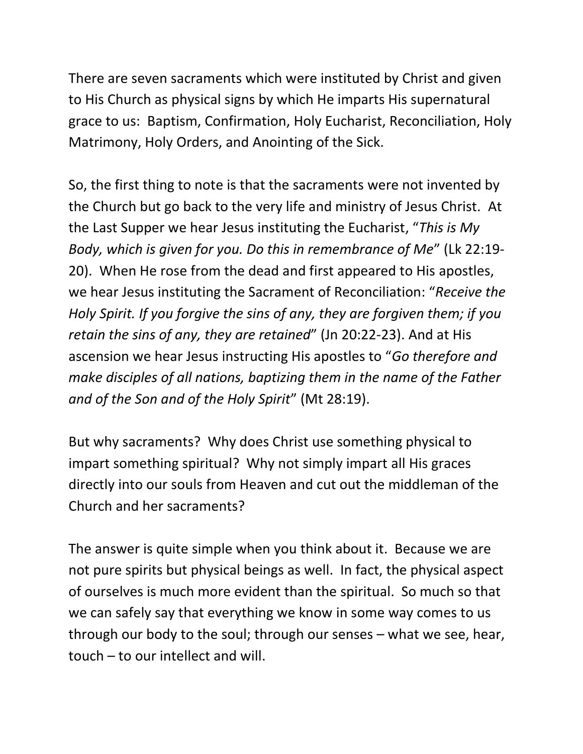There are seven sacraments which were instituted by Christ and given to His Church as physical signs by which He imparts His supernatural grace to us: Baptism, Confirmation, Holy Eucharist, Reconciliation, Holy Matrimony, Holy Orders, and Anointing of the Sick.

So, the first thing to note is that the sacraments were not invented by the Church but go back to the very life and ministry of Jesus Christ. At the Last Supper we hear Jesus instituting the Eucharist, "*This is My Body, which is given for you. Do this in remembrance of Me*" (Lk 22:19-20). When He rose from the dead and first appeared to His apostles, we hear Jesus instituting the Sacrament of Reconciliation: "*Receive the Holy Spirit. If you forgive the sins of any, they are forgiven them; if you retain the sins of any, they are retained*" (Jn 20:22-23). And at His ascension we hear Jesus instructing His apostles to "*Go therefore and make disciples of all nations, baptizing them in the name of the Father and of the Son and of the Holy Spirit*" (Mt 28:19).

But why sacraments? Why does Christ use something physical to impart something spiritual? Why not simply impart all His graces directly into our souls from Heaven and cut out the middleman of the Church and her sacraments?

The answer is quite simple when you think about it. Because we are not pure spirits but physical beings as well. In fact, the physical aspect of ourselves is much more evident than the spiritual. So much so that we can safely say that everything we know in some way comes to us through our body to the soul; through our senses – what we see, hear, touch – to our intellect and will.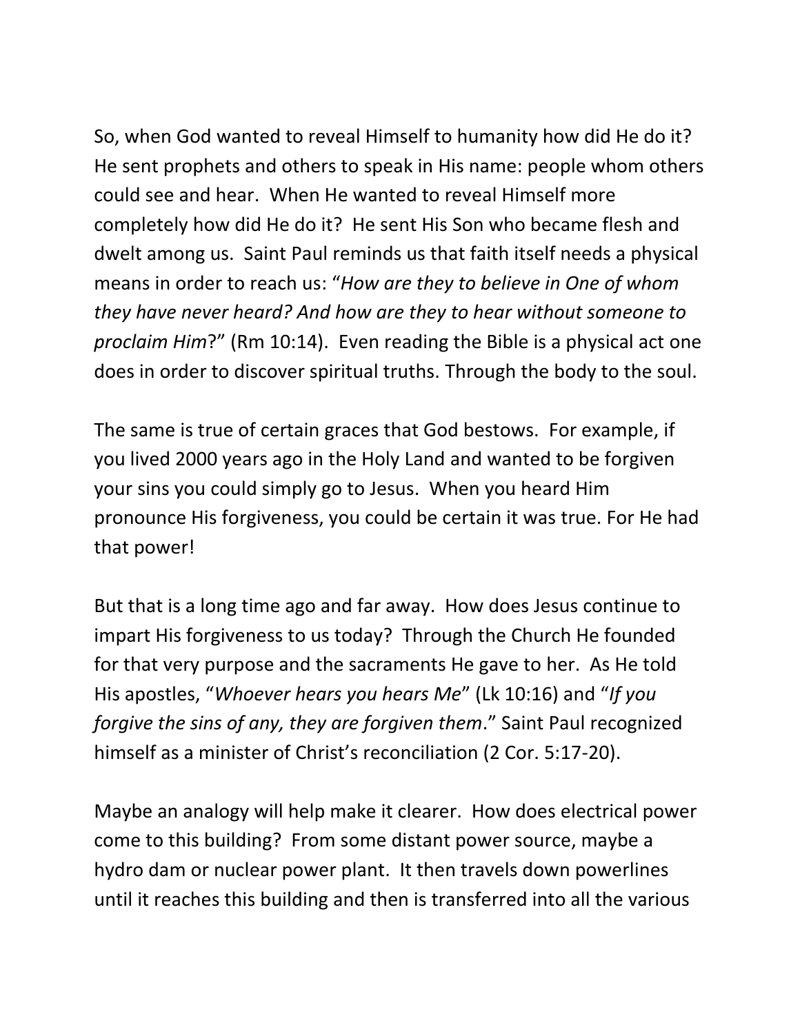So, when God wanted to reveal Himself to humanity how did He do it? He sent prophets and others to speak in His name: people whom others could see and hear. When He wanted to reveal Himself more completely how did He do it? He sent His Son who became flesh and dwelt among us. Saint Paul reminds us that faith itself needs a physical means in order to reach us: "*How are they to believe in One of whom they have never heard? And how are they to hear without someone to proclaim Him*?" (Rm 10:14). Even reading the Bible is a physical act one does in order to discover spiritual truths. Through the body to the soul.

The same is true of certain graces that God bestows. For example, if you lived 2000 years ago in the Holy Land and wanted to be forgiven your sins you could simply go to Jesus. When you heard Him pronounce His forgiveness, you could be certain it was true. For He had that power!

But that is a long time ago and far away. How does Jesus continue to impart His forgiveness to us today? Through the Church He founded for that very purpose and the sacraments He gave to her. As He told His apostles, "*Whoever hears you hears Me*" (Lk 10:16) and "*If you forgive the sins of any, they are forgiven them*." Saint Paul recognized himself as a minister of Christ's reconciliation (2 Cor. 5:17-20).

Maybe an analogy will help make it clearer. How does electrical power come to this building? From some distant power source, maybe a hydro dam or nuclear power plant. It then travels down powerlines until it reaches this building and then is transferred into all the various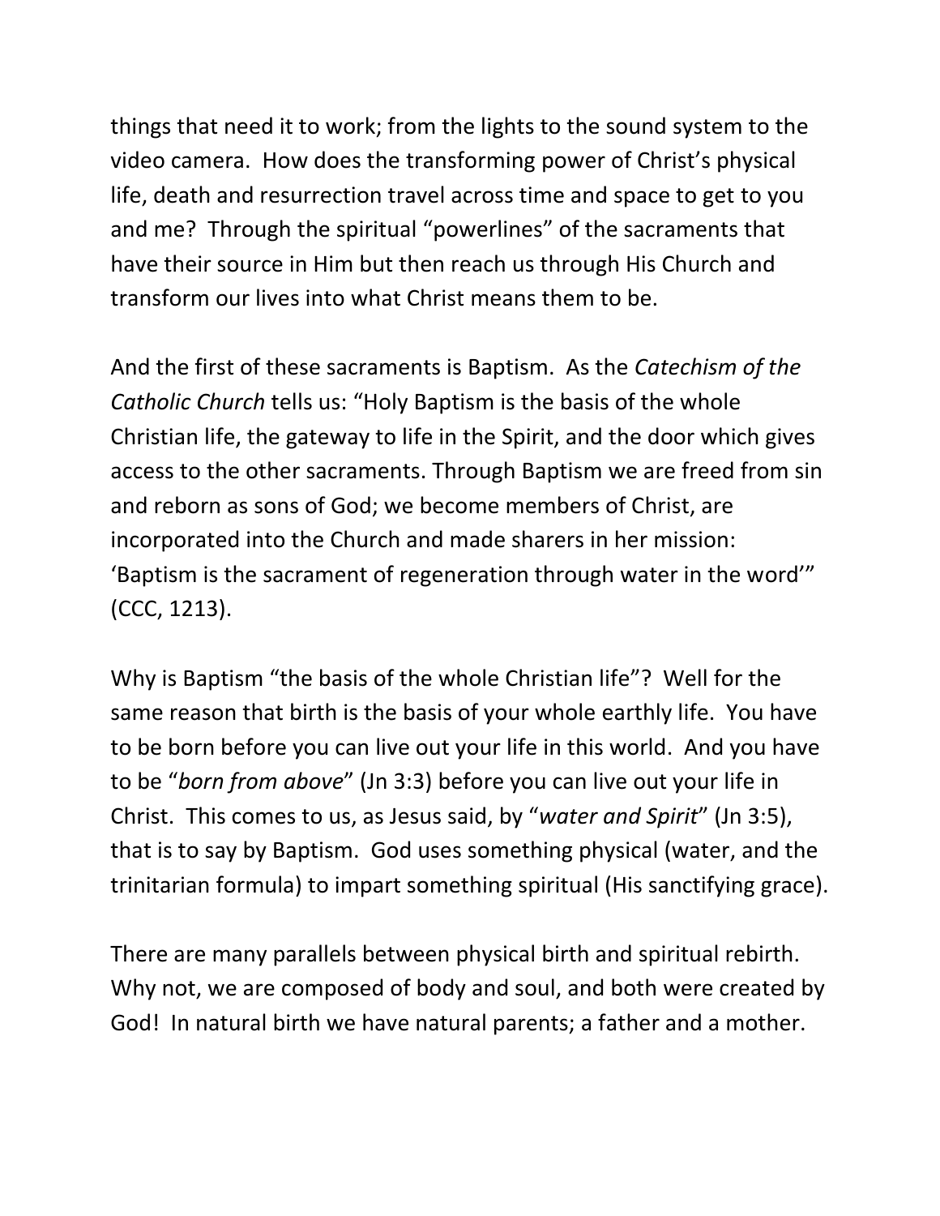things that need it to work; from the lights to the sound system to the video camera. How does the transforming power of Christ's physical life, death and resurrection travel across time and space to get to you and me? Through the spiritual "powerlines" of the sacraments that have their source in Him but then reach us through His Church and transform our lives into what Christ means them to be.

And the first of these sacraments is Baptism. As the *Catechism of the Catholic Church* tells us: "Holy Baptism is the basis of the whole Christian life, the gateway to life in the Spirit, and the door which gives access to the other sacraments. Through Baptism we are freed from sin and reborn as sons of God; we become members of Christ, are incorporated into the Church and made sharers in her mission: 'Baptism is the sacrament of regeneration through water in the word'" (CCC, 1213).

Why is Baptism "the basis of the whole Christian life"? Well for the same reason that birth is the basis of your whole earthly life. You have to be born before you can live out your life in this world. And you have to be "*born from above*" (Jn 3:3) before you can live out your life in Christ. This comes to us, as Jesus said, by "*water and Spirit*" (Jn 3:5), that is to say by Baptism. God uses something physical (water, and the trinitarian formula) to impart something spiritual (His sanctifying grace).

There are many parallels between physical birth and spiritual rebirth. Why not, we are composed of body and soul, and both were created by God! In natural birth we have natural parents; a father and a mother.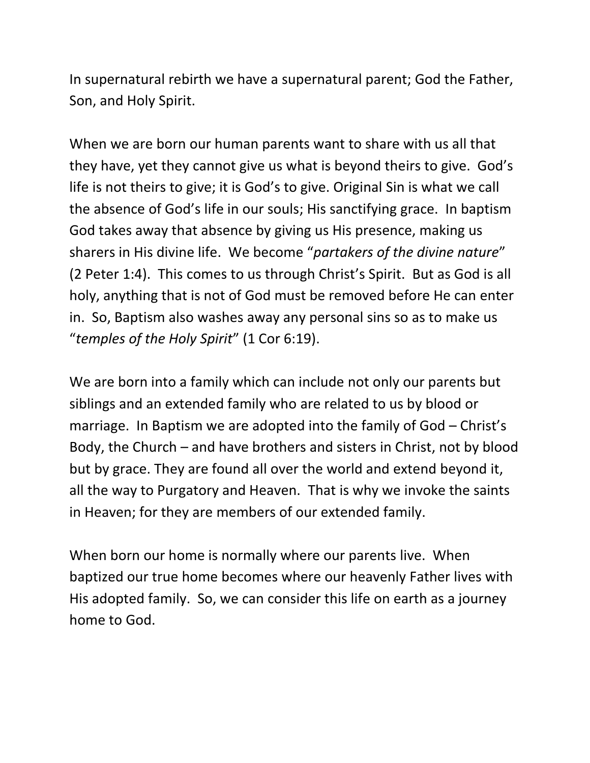In supernatural rebirth we have a supernatural parent; God the Father, Son, and Holy Spirit.

When we are born our human parents want to share with us all that they have, yet they cannot give us what is beyond theirs to give. God's life is not theirs to give; it is God's to give. Original Sin is what we call the absence of God's life in our souls; His sanctifying grace. In baptism God takes away that absence by giving us His presence, making us sharers in His divine life. We become "*partakers of the divine nature*" (2 Peter 1:4). This comes to us through Christ's Spirit. But as God is all holy, anything that is not of God must be removed before He can enter in. So, Baptism also washes away any personal sins so as to make us "*temples of the Holy Spirit*" (1 Cor 6:19).

We are born into a family which can include not only our parents but siblings and an extended family who are related to us by blood or marriage. In Baptism we are adopted into the family of God – Christ's Body, the Church – and have brothers and sisters in Christ, not by blood but by grace. They are found all over the world and extend beyond it, all the way to Purgatory and Heaven. That is why we invoke the saints in Heaven; for they are members of our extended family.

When born our home is normally where our parents live. When baptized our true home becomes where our heavenly Father lives with His adopted family. So, we can consider this life on earth as a journey home to God.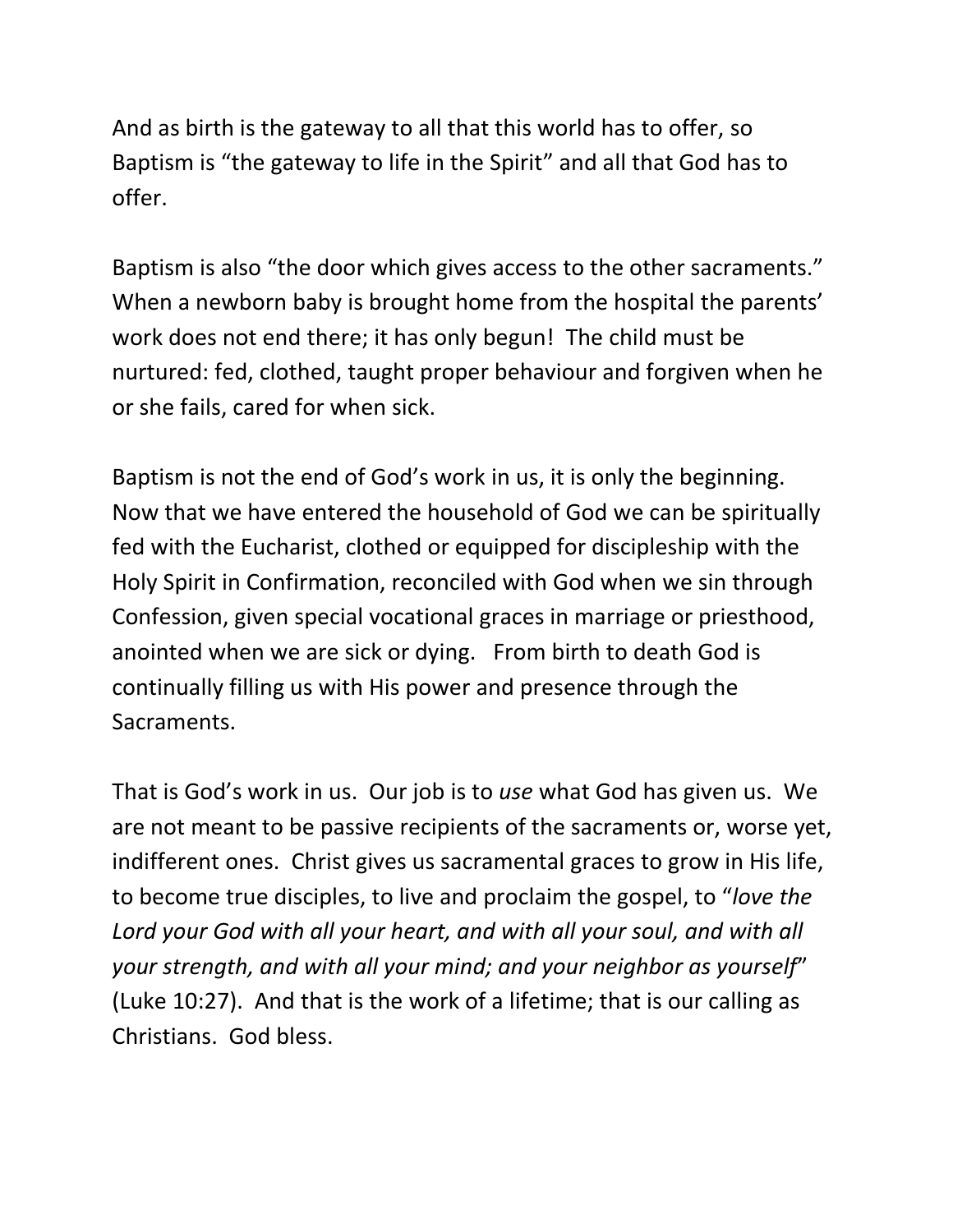And as birth is the gateway to all that this world has to offer, so Baptism is "the gateway to life in the Spirit" and all that God has to offer.

Baptism is also "the door which gives access to the other sacraments." When a newborn baby is brought home from the hospital the parents' work does not end there; it has only begun! The child must be nurtured: fed, clothed, taught proper behaviour and forgiven when he or she fails, cared for when sick.

Baptism is not the end of God's work in us, it is only the beginning. Now that we have entered the household of God we can be spiritually fed with the Eucharist, clothed or equipped for discipleship with the Holy Spirit in Confirmation, reconciled with God when we sin through Confession, given special vocational graces in marriage or priesthood, anointed when we are sick or dying. From birth to death God is continually filling us with His power and presence through the Sacraments.

That is God's work in us. Our job is to *use* what God has given us. We are not meant to be passive recipients of the sacraments or, worse yet, indifferent ones. Christ gives us sacramental graces to grow in His life, to become true disciples, to live and proclaim the gospel, to "*love the Lord your God with all your heart, and with all your soul, and with all your strength, and with all your mind; and your neighbor as yourself*" (Luke 10:27). And that is the work of a lifetime; that is our calling as Christians. God bless.